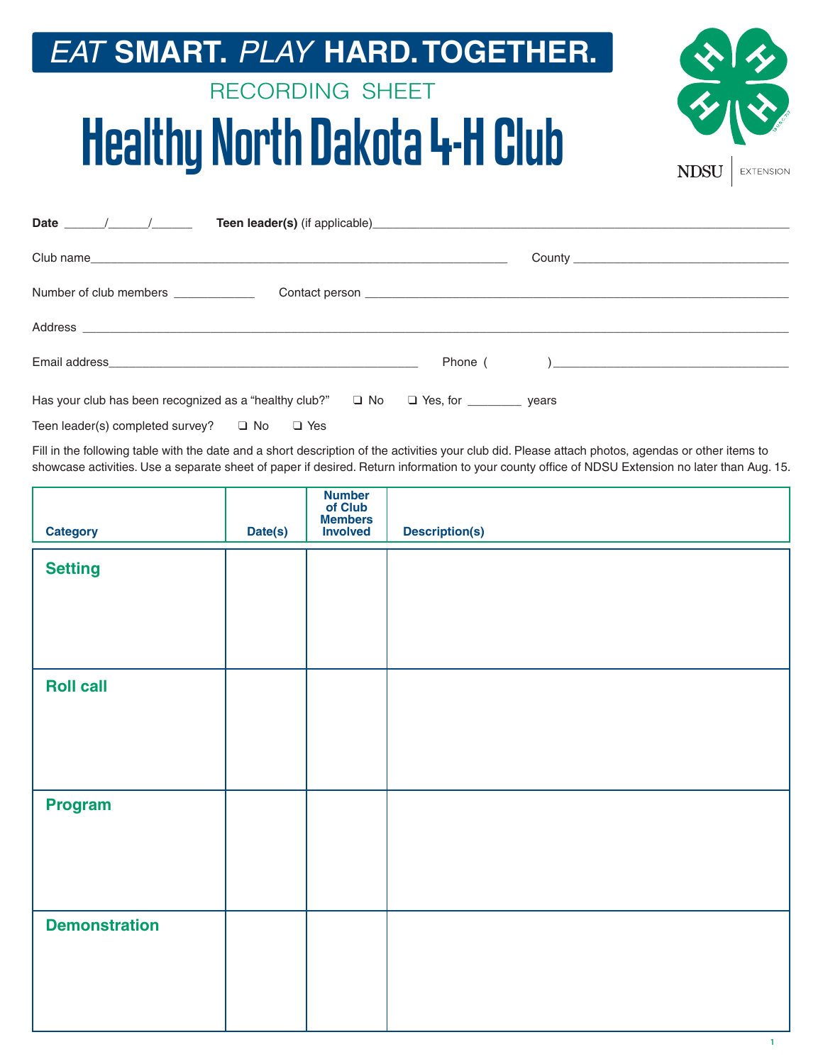**EAT SMART. PLAY HARD. TOGETHER.**

RECORDING SHEET

# Healthy North Dakota 4-H Club

NDSU | EXTENSION

**Date** ______/______/______ **Teen leader(s)** (if applicable)________________________________________

Club name________________________________________ County ______________________

Number of club members ____________ Contact person ________________________________________

Address ________________________________________________________________________

Email address________________________________ Phone ( )______________________

Has your club has been recognized as a "healthy club?" ❑ No ❑ Yes, for ________ years

Teen leader(s) completed survey? ❑ No ❑ Yes

Fill in the following table with the date and a short description of the activities your club did. Please attach photos, agendas or other items to showcase activities. Use a separate sheet of paper if desired. Return information to your county office of NDSU Extension no later than Aug. 15.

| Category | Date(s) | Number of Club Members Involved | Description(s) |
|---|---|---|---|
| **Setting** | | | |
| **Roll call** | | | |
| **Program** | | | |
| **Demonstration** | | | |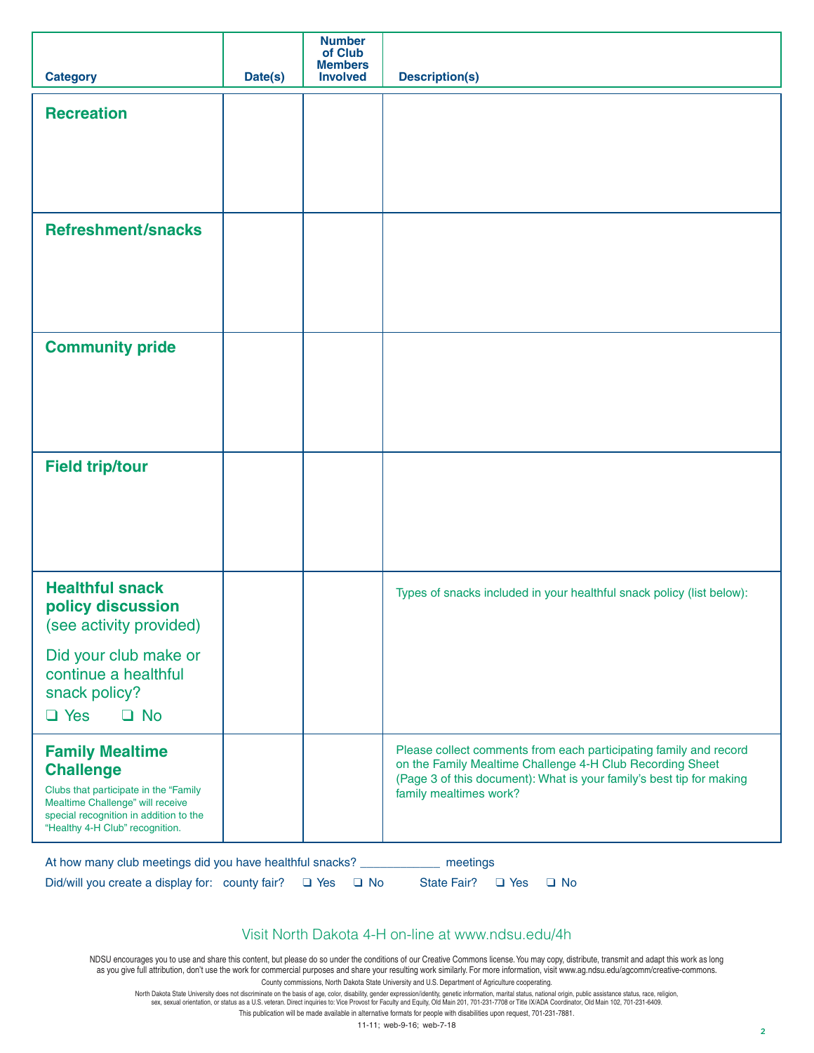| Category | Date(s) | Number of Club Members Involved | Description(s) |
|---|---|---|---|
| **Recreation** | | | |
| **Refreshment/snacks** | | | |
| **Community pride** | | | |
| **Field trip/tour** | | | |
| **Healthful snack policy discussion** (see activity provided) Did your club make or continue a healthful snack policy? ❑ Yes ❑ No | | | Types of snacks included in your healthful snack policy (list below): |
| **Family Mealtime Challenge** Clubs that participate in the “Family Mealtime Challenge” will receive special recognition in addition to the “Healthy 4-H Club” recognition. | | | Please collect comments from each participating family and record on the Family Mealtime Challenge 4-H Club Recording Sheet (Page 3 of this document): What is your family’s best tip for making family mealtimes work? |

At how many club meetings did you have healthful snacks? ____________ meetings

Did/will you create a display for: county fair? ❑ Yes ❑ No State Fair? ❑ Yes ❑ No

Visit North Dakota 4-H on-line at www.ndsu.edu/4h

NDSU encourages you to use and share this content, but please do so under the conditions of our Creative Commons license. You may copy, distribute, transmit and adapt this work as long as you give full attribution, don’t use the work for commercial purposes and share your resulting work similarly. For more information, visit www.ag.ndsu.edu/agcomm/creative-commons.

County commissions, North Dakota State University and U.S. Department of Agriculture cooperating.

North Dakota State University does not discriminate on the basis of age, color, disability, gender expression/identity, genetic information, marital status, national origin, public assistance status, race, religion, sex, sexual orientation, or status as a U.S. veteran. Direct inquiries to: Vice Provost for Faculty and Equity, Old Main 201, 701-231-7708 or Title IX/ADA Coordinator, Old Main 102, 701-231-6409.

This publication will be made available in alternative formats for people with disabilities upon request, 701-231-7881.

11-11; web-9-16; web-7-18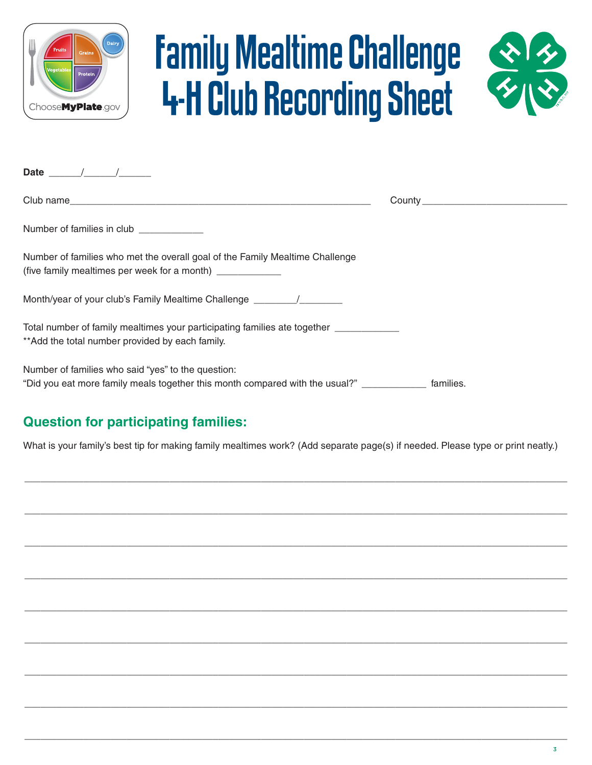# Family Mealtime Challenge 4-H Club Recording Sheet

**Date** ______/______/______

Club name________________________________________________________ County___________________________

Number of families in club ____________

Number of families who met the overall goal of the Family Mealtime Challenge (five family mealtimes per week for a month) ____________

Month/year of your club's Family Mealtime Challenge ________/________

Total number of family mealtimes your participating families ate together ____________
**Add the total number provided by each family.

Number of families who said "yes" to the question:
"Did you eat more family meals together this month compared with the usual?" ____________ families.

## Question for participating families:

What is your family's best tip for making family mealtimes work? (Add separate page(s) if needed. Please type or print neatly.)

_______________________________________________________________________________________________

_______________________________________________________________________________________________

_______________________________________________________________________________________________

_______________________________________________________________________________________________

_______________________________________________________________________________________________

_______________________________________________________________________________________________

_______________________________________________________________________________________________

_______________________________________________________________________________________________

_______________________________________________________________________________________________